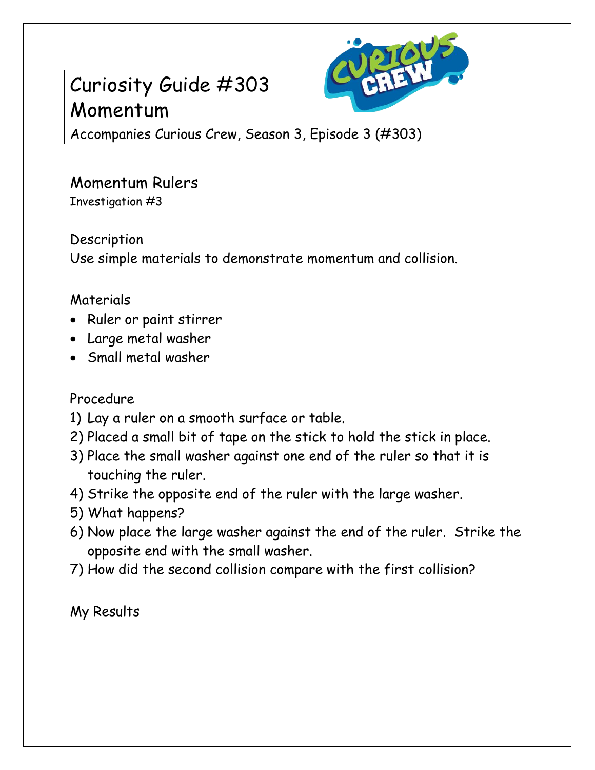# Curiosity Guide #303
# Momentum

Accompanies Curious Crew, Season 3, Episode 3 (#303)

## Momentum Rulers

Investigation #3

### Description

Use simple materials to demonstrate momentum and collision.

### Materials

- Ruler or paint stirrer
- Large metal washer
- Small metal washer

### Procedure

1) Lay a ruler on a smooth surface or table.
2) Placed a small bit of tape on the stick to hold the stick in place.
3) Place the small washer against one end of the ruler so that it is touching the ruler.
4) Strike the opposite end of the ruler with the large washer.
5) What happens?
6) Now place the large washer against the end of the ruler. Strike the opposite end with the small washer.
7) How did the second collision compare with the first collision?

### My Results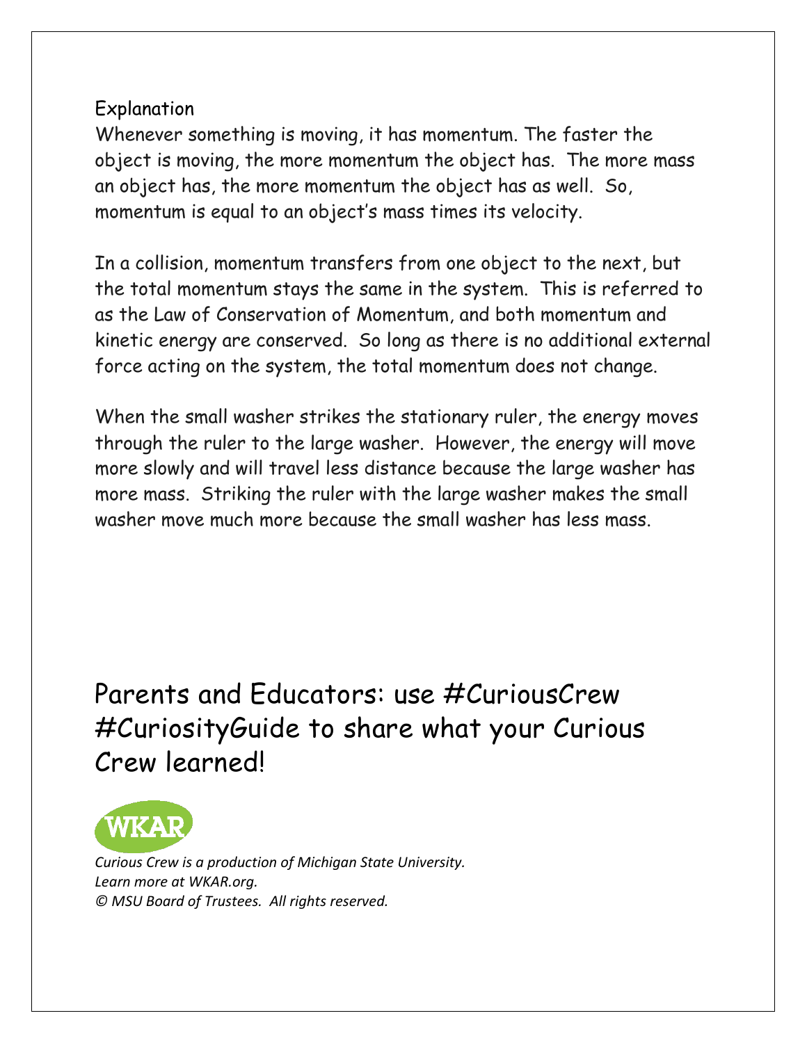## Explanation

Whenever something is moving, it has momentum. The faster the object is moving, the more momentum the object has. The more mass an object has, the more momentum the object has as well. So, momentum is equal to an object's mass times its velocity.

In a collision, momentum transfers from one object to the next, but the total momentum stays the same in the system. This is referred to as the Law of Conservation of Momentum, and both momentum and kinetic energy are conserved. So long as there is no additional external force acting on the system, the total momentum does not change.

When the small washer strikes the stationary ruler, the energy moves through the ruler to the large washer. However, the energy will move more slowly and will travel less distance because the large washer has more mass. Striking the ruler with the large washer makes the small washer move much more because the small washer has less mass.

# Parents and Educators: use #CuriousCrew #CuriosityGuide to share what your Curious Crew learned!

WKAR

*Curious Crew is a production of Michigan State University.*
*Learn more at WKAR.org.*
*© MSU Board of Trustees. All rights reserved.*